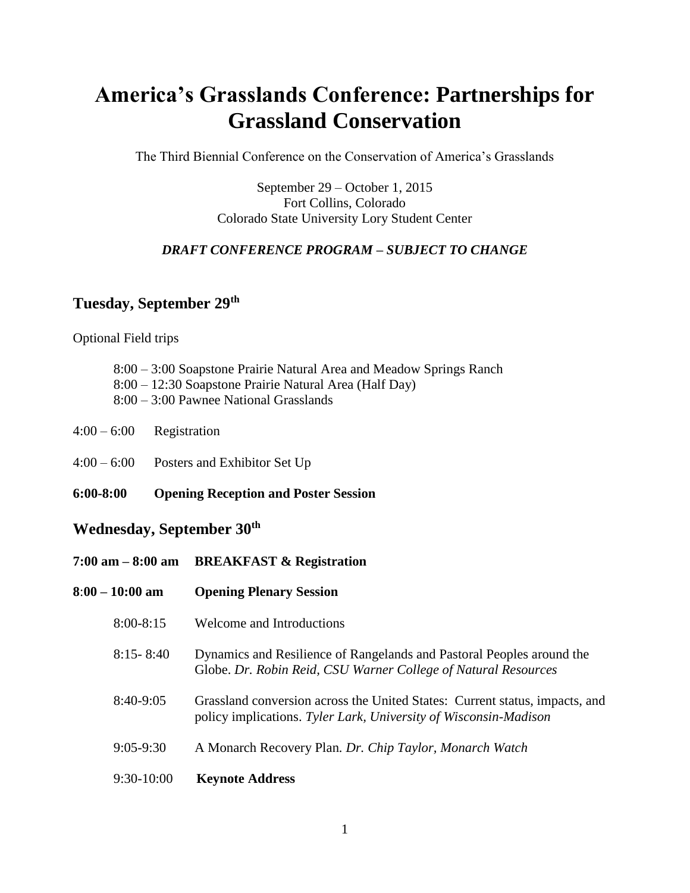# America's Grasslands Conference: Partnerships for Grassland Conservation

The Third Biennial Conference on the Conservation of America's Grasslands

September 29 – October 1, 2015
Fort Collins, Colorado
Colorado State University Lory Student Center

***DRAFT CONFERENCE PROGRAM – SUBJECT TO CHANGE***

## Tuesday, September 29th

Optional Field trips

- 8:00 – 3:00 Soapstone Prairie Natural Area and Meadow Springs Ranch
- 8:00 – 12:30 Soapstone Prairie Natural Area (Half Day)
- 8:00 – 3:00 Pawnee National Grasslands

4:00 – 6:00 Registration

4:00 – 6:00 Posters and Exhibitor Set Up

**6:00-8:00 Opening Reception and Poster Session**

## Wednesday, September 30th

**7:00 am – 8:00 am BREAKFAST & Registration**

**8:00 – 10:00 am Opening Plenary Session**

8:00-8:15 Welcome and Introductions

8:15- 8:40 Dynamics and Resilience of Rangelands and Pastoral Peoples around the Globe. *Dr. Robin Reid, CSU Warner College of Natural Resources*

8:40-9:05 Grassland conversion across the United States: Current status, impacts, and policy implications. *Tyler Lark, University of Wisconsin-Madison*

9:05-9:30 A Monarch Recovery Plan. *Dr. Chip Taylor, Monarch Watch*

9:30-10:00 **Keynote Address**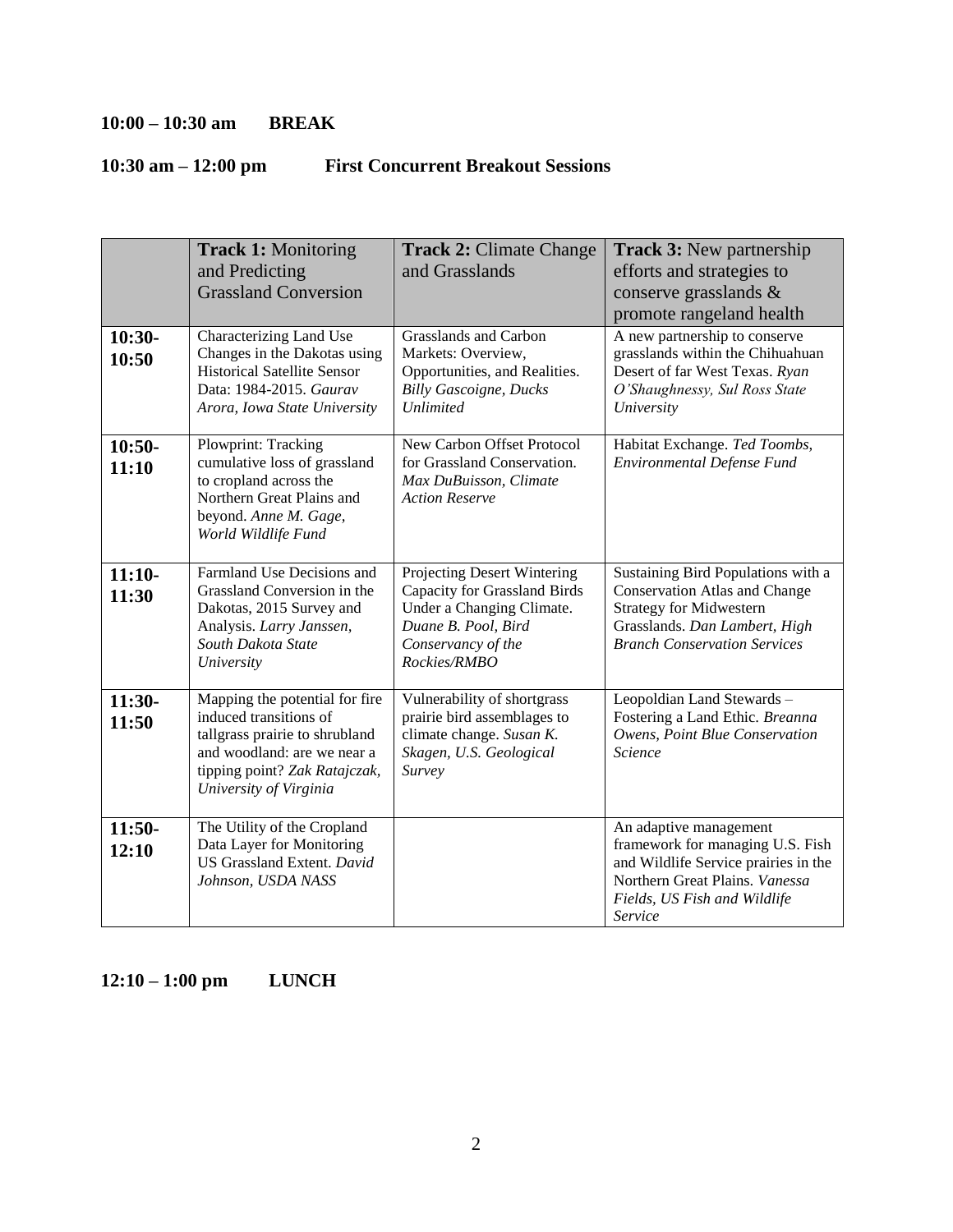**10:00 – 10:30 am  BREAK**

**10:30 am – 12:00 pm  First Concurrent Breakout Sessions**

| | **Track 1:** Monitoring and Predicting Grassland Conversion | **Track 2:** Climate Change and Grasslands | **Track 3:** New partnership efforts and strategies to conserve grasslands & promote rangeland health |
|---|---|---|---|
| **10:30-10:50** | Characterizing Land Use Changes in the Dakotas using Historical Satellite Sensor Data: 1984-2015. *Gaurav Arora, Iowa State University* | Grasslands and Carbon Markets: Overview, Opportunities, and Realities. *Billy Gascoigne, Ducks Unlimited* | A new partnership to conserve grasslands within the Chihuahuan Desert of far West Texas. *Ryan O'Shaughnessy, Sul Ross State University* |
| **10:50-11:10** | Plowprint: Tracking cumulative loss of grassland to cropland across the Northern Great Plains and beyond. *Anne M. Gage, World Wildlife Fund* | New Carbon Offset Protocol for Grassland Conservation. *Max DuBuisson, Climate Action Reserve* | Habitat Exchange. *Ted Toombs, Environmental Defense Fund* |
| **11:10-11:30** | Farmland Use Decisions and Grassland Conversion in the Dakotas, 2015 Survey and Analysis. *Larry Janssen, South Dakota State University* | Projecting Desert Wintering Capacity for Grassland Birds Under a Changing Climate. *Duane B. Pool, Bird Conservancy of the Rockies/RMBO* | Sustaining Bird Populations with a Conservation Atlas and Change Strategy for Midwestern Grasslands. *Dan Lambert, High Branch Conservation Services* |
| **11:30-11:50** | Mapping the potential for fire induced transitions of tallgrass prairie to shrubland and woodland: are we near a tipping point? *Zak Ratajczak, University of Virginia* | Vulnerability of shortgrass prairie bird assemblages to climate change. *Susan K. Skagen, U.S. Geological Survey* | Leopoldian Land Stewards – Fostering a Land Ethic. *Breanna Owens, Point Blue Conservation Science* |
| **11:50-12:10** | The Utility of the Cropland Data Layer for Monitoring US Grassland Extent. *David Johnson, USDA NASS* | | An adaptive management framework for managing U.S. Fish and Wildlife Service prairies in the Northern Great Plains. *Vanessa Fields, US Fish and Wildlife Service* |

**12:10 – 1:00 pm  LUNCH**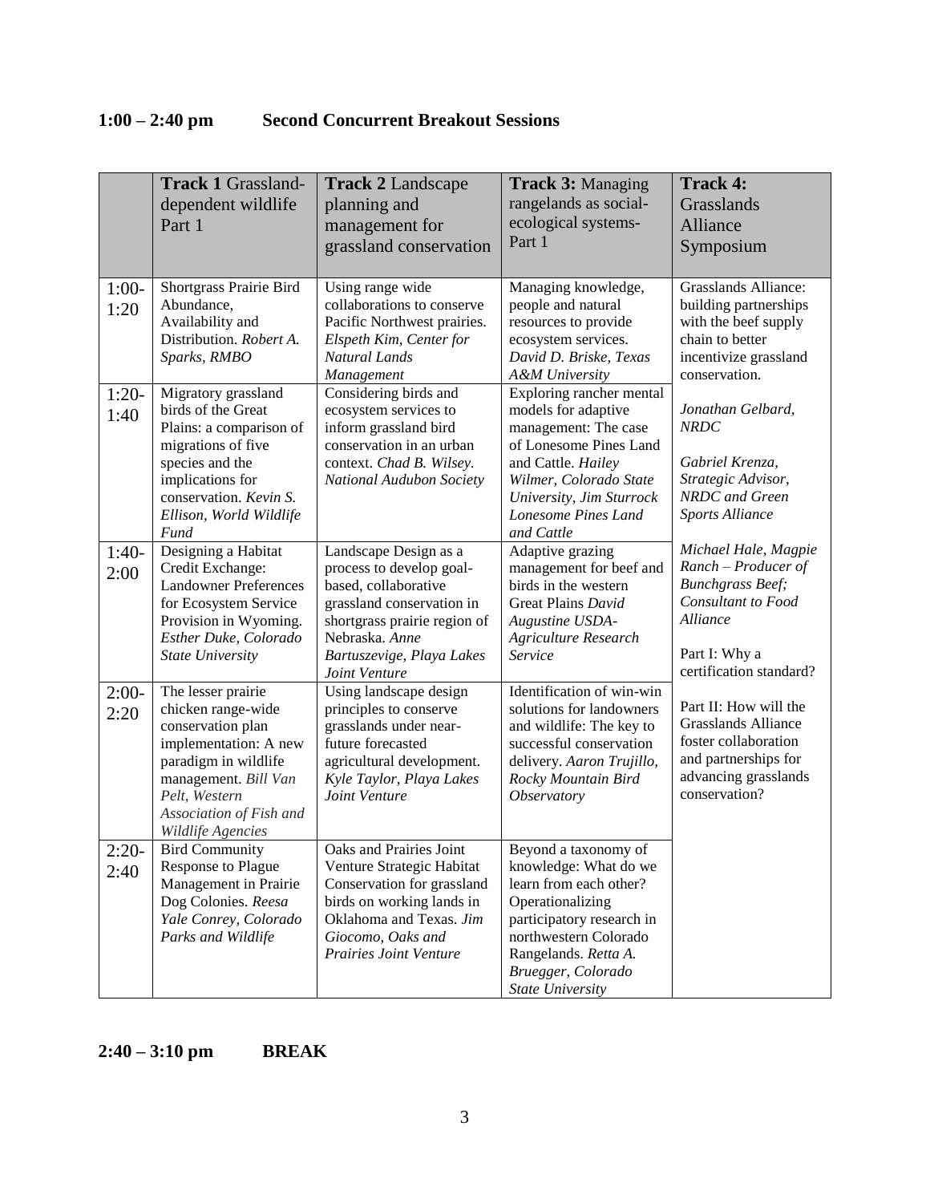## 1:00 – 2:40 pm Second Concurrent Breakout Sessions

| | **Track 1** Grassland-dependent wildlife Part 1 | **Track 2** Landscape planning and management for grassland conservation | **Track 3:** Managing rangelands as social-ecological systems- Part 1 | **Track 4:** Grasslands Alliance Symposium |
|---|---|---|---|---|
| 1:00-1:20 | Shortgrass Prairie Bird Abundance, Availability and Distribution. *Robert A. Sparks, RMBO* | Using range wide collaborations to conserve Pacific Northwest prairies. *Elspeth Kim, Center for Natural Lands Management* | Managing knowledge, people and natural resources to provide ecosystem services. *David D. Briske, Texas A&M University* | Grasslands Alliance: building partnerships with the beef supply chain to better incentivize grassland conservation. *Jonathan Gelbard, NRDC* *Gabriel Krenza, Strategic Advisor, NRDC and Green Sports Alliance* *Michael Hale, Magpie Ranch – Producer of Bunchgrass Beef; Consultant to Food Alliance* Part I: Why a certification standard? Part II: How will the Grasslands Alliance foster collaboration and partnerships for advancing grasslands conservation? |
| 1:20-1:40 | Migratory grassland birds of the Great Plains: a comparison of migrations of five species and the implications for conservation. *Kevin S. Ellison, World Wildlife Fund* | Considering birds and ecosystem services to inform grassland bird conservation in an urban context. *Chad B. Wilsey. National Audubon Society* | Exploring rancher mental models for adaptive management: The case of Lonesome Pines Land and Cattle. *Hailey Wilmer, Colorado State University, Jim Sturrock Lonesome Pines Land and Cattle* | |
| 1:40-2:00 | Designing a Habitat Credit Exchange: Landowner Preferences for Ecosystem Service Provision in Wyoming. *Esther Duke, Colorado State University* | Landscape Design as a process to develop goal-based, collaborative grassland conservation in shortgrass prairie region of Nebraska. *Anne Bartuszevige, Playa Lakes Joint Venture* | Adaptive grazing management for beef and birds in the western Great Plains *David Augustine USDA-Agriculture Research Service* | |
| 2:00-2:20 | The lesser prairie chicken range-wide conservation plan implementation: A new paradigm in wildlife management. *Bill Van Pelt, Western Association of Fish and Wildlife Agencies* | Using landscape design principles to conserve grasslands under near-future forecasted agricultural development. *Kyle Taylor, Playa Lakes Joint Venture* | Identification of win-win solutions for landowners and wildlife: The key to successful conservation delivery. *Aaron Trujillo, Rocky Mountain Bird Observatory* | |
| 2:20-2:40 | Bird Community Response to Plague Management in Prairie Dog Colonies. *Reesa Yale Conrey, Colorado Parks and Wildlife* | Oaks and Prairies Joint Venture Strategic Habitat Conservation for grassland birds on working lands in Oklahoma and Texas. *Jim Giocomo, Oaks and Prairies Joint Venture* | Beyond a taxonomy of knowledge: What do we learn from each other? Operationalizing participatory research in northwestern Colorado Rangelands. *Retta A. Bruegger, Colorado State University* | |

## 2:40 – 3:10 pm BREAK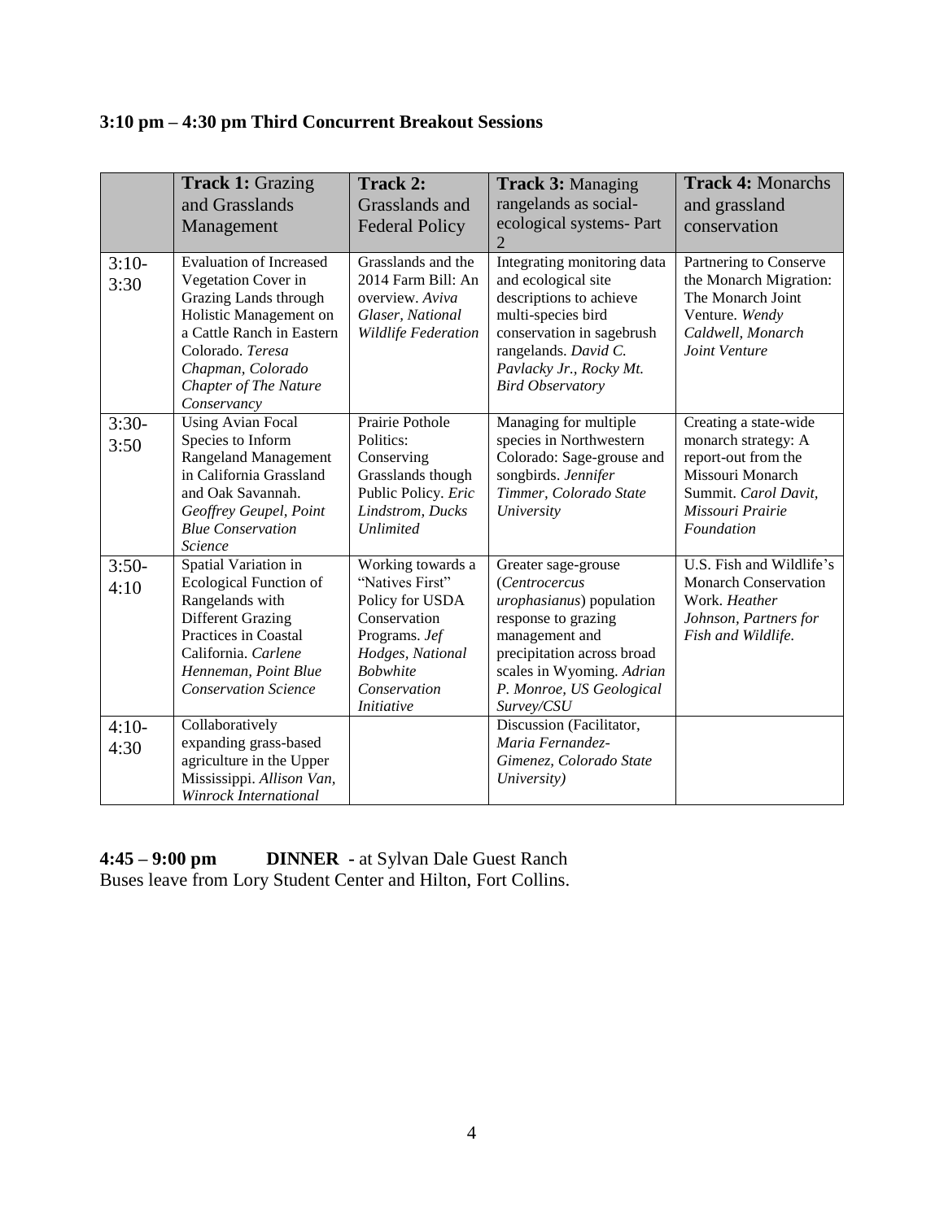**3:10 pm – 4:30 pm Third Concurrent Breakout Sessions**

| | **Track 1:** Grazing and Grasslands Management | **Track 2:** Grasslands and Federal Policy | **Track 3:** Managing rangelands as social-ecological systems- Part 2 | **Track 4:** Monarchs and grassland conservation |
|---|---|---|---|---|
| 3:10-3:30 | Evaluation of Increased Vegetation Cover in Grazing Lands through Holistic Management on a Cattle Ranch in Eastern Colorado. *Teresa Chapman, Colorado Chapter of The Nature Conservancy* | Grasslands and the 2014 Farm Bill: An overview. *Aviva Glaser, National Wildlife Federation* | Integrating monitoring data and ecological site descriptions to achieve multi-species bird conservation in sagebrush rangelands. *David C. Pavlacky Jr., Rocky Mt. Bird Observatory* | Partnering to Conserve the Monarch Migration: The Monarch Joint Venture. *Wendy Caldwell, Monarch Joint Venture* |
| 3:30-3:50 | Using Avian Focal Species to Inform Rangeland Management in California Grassland and Oak Savannah. *Geoffrey Geupel, Point Blue Conservation Science* | Prairie Pothole Politics: Conserving Grasslands though Public Policy. *Eric Lindstrom, Ducks Unlimited* | Managing for multiple species in Northwestern Colorado: Sage-grouse and songbirds. *Jennifer Timmer, Colorado State University* | Creating a state-wide monarch strategy: A report-out from the Missouri Monarch Summit. *Carol Davit, Missouri Prairie Foundation* |
| 3:50-4:10 | Spatial Variation in Ecological Function of Rangelands with Different Grazing Practices in Coastal California. *Carlene Henneman, Point Blue Conservation Science* | Working towards a "Natives First" Policy for USDA Conservation Programs. *Jef Hodges, National Bobwhite Conservation Initiative* | Greater sage-grouse (*Centrocercus urophasianus*) population response to grazing management and precipitation across broad scales in Wyoming. *Adrian P. Monroe, US Geological Survey/CSU* | U.S. Fish and Wildlife's Monarch Conservation Work. *Heather Johnson, Partners for Fish and Wildlife.* |
| 4:10-4:30 | Collaboratively expanding grass-based agriculture in the Upper Mississippi. *Allison Van, Winrock International* | | Discussion (Facilitator, *Maria Fernandez-Gimenez, Colorado State University)* | |

**4:45 – 9:00 pm DINNER** - at Sylvan Dale Guest Ranch
Buses leave from Lory Student Center and Hilton, Fort Collins.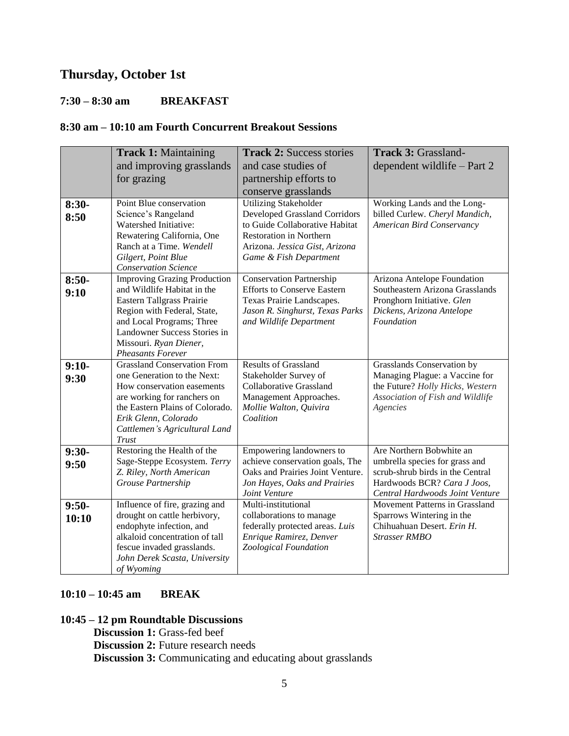## Thursday, October 1st

### 7:30 – 8:30 am BREAKFAST

### 8:30 am – 10:10 am Fourth Concurrent Breakout Sessions

| | **Track 1:** Maintaining and improving grasslands for grazing | **Track 2:** Success stories and case studies of partnership efforts to conserve grasslands | **Track 3:** Grassland-dependent wildlife – Part 2 |
|---|---|---|---|
| **8:30-8:50** | Point Blue conservation Science's Rangeland Watershed Initiative: Rewatering California, One Ranch at a Time. *Wendell Gilgert, Point Blue Conservation Science* | Utilizing Stakeholder Developed Grassland Corridors to Guide Collaborative Habitat Restoration in Northern Arizona. *Jessica Gist, Arizona Game & Fish Department* | Working Lands and the Long-billed Curlew. *Cheryl Mandich, American Bird Conservancy* |
| **8:50-9:10** | Improving Grazing Production and Wildlife Habitat in the Eastern Tallgrass Prairie Region with Federal, State, and Local Programs; Three Landowner Success Stories in Missouri. *Ryan Diener, Pheasants Forever* | Conservation Partnership Efforts to Conserve Eastern Texas Prairie Landscapes. *Jason R. Singhurst, Texas Parks and Wildlife Department* | Arizona Antelope Foundation Southeastern Arizona Grasslands Pronghorn Initiative. *Glen Dickens, Arizona Antelope Foundation* |
| **9:10-9:30** | Grassland Conservation From one Generation to the Next: How conservation easements are working for ranchers on the Eastern Plains of Colorado. *Erik Glenn, Colorado Cattlemen's Agricultural Land Trust* | Results of Grassland Stakeholder Survey of Collaborative Grassland Management Approaches. *Mollie Walton, Quivira Coalition* | Grasslands Conservation by Managing Plague: a Vaccine for the Future? *Holly Hicks, Western Association of Fish and Wildlife Agencies* |
| **9:30-9:50** | Restoring the Health of the Sage-Steppe Ecosystem. *Terry Z. Riley, North American Grouse Partnership* | Empowering landowners to achieve conservation goals, The Oaks and Prairies Joint Venture. *Jon Hayes, Oaks and Prairies Joint Venture* | Are Northern Bobwhite an umbrella species for grass and scrub-shrub birds in the Central Hardwoods BCR? *Cara J Joos, Central Hardwoods Joint Venture* |
| **9:50-10:10** | Influence of fire, grazing and drought on cattle herbivory, endophyte infection, and alkaloid concentration of tall fescue invaded grasslands. *John Derek Scasta, University of Wyoming* | Multi-institutional collaborations to manage federally protected areas. *Luis Enrique Ramirez, Denver Zoological Foundation* | Movement Patterns in Grassland Sparrows Wintering in the Chihuahuan Desert. *Erin H. Strasser RMBO* |

### 10:10 – 10:45 am BREAK

### 10:45 – 12 pm Roundtable Discussions

**Discussion 1:** Grass-fed beef
**Discussion 2:** Future research needs
**Discussion 3:** Communicating and educating about grasslands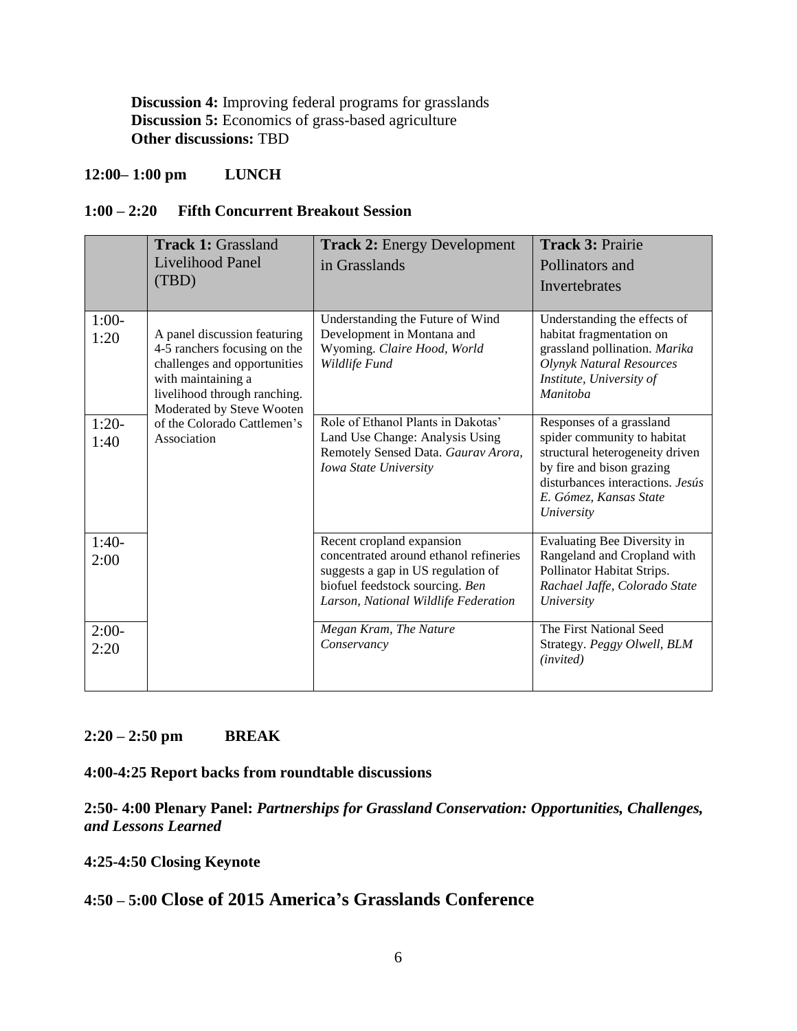**Discussion 4:** Improving federal programs for grasslands
**Discussion 5:** Economics of grass-based agriculture
**Other discussions:** TBD

**12:00– 1:00 pm LUNCH**

**1:00 – 2:20 Fifth Concurrent Breakout Session**

| | **Track 1:** Grassland Livelihood Panel (TBD) | **Track 2:** Energy Development in Grasslands | **Track 3:** Prairie Pollinators and Invertebrates |
|---|---|---|---|
| 1:00-1:20 | A panel discussion featuring 4-5 ranchers focusing on the challenges and opportunities with maintaining a livelihood through ranching. Moderated by Steve Wooten of the Colorado Cattlemen's Association | Understanding the Future of Wind Development in Montana and Wyoming. *Claire Hood, World Wildlife Fund* | Understanding the effects of habitat fragmentation on grassland pollination. *Marika Olynyk Natural Resources Institute, University of Manitoba* |
| 1:20-1:40 | | Role of Ethanol Plants in Dakotas' Land Use Change: Analysis Using Remotely Sensed Data. *Gaurav Arora, Iowa State University* | Responses of a grassland spider community to habitat structural heterogeneity driven by fire and bison grazing disturbances interactions. *Jesús E. Gómez, Kansas State University* |
| 1:40-2:00 | | Recent cropland expansion concentrated around ethanol refineries suggests a gap in US regulation of biofuel feedstock sourcing. *Ben Larson, National Wildlife Federation* | Evaluating Bee Diversity in Rangeland and Cropland with Pollinator Habitat Strips. *Rachael Jaffe, Colorado State University* |
| 2:00-2:20 | | *Megan Kram, The Nature Conservancy* | The First National Seed Strategy. *Peggy Olwell, BLM (invited)* |

**2:20 – 2:50 pm BREAK**

**4:00-4:25 Report backs from roundtable discussions**

**2:50- 4:00 Plenary Panel:** ***Partnerships for Grassland Conservation: Opportunities, Challenges, and Lessons Learned***

**4:25-4:50 Closing Keynote**

## 4:50 – 5:00 Close of 2015 America's Grasslands Conference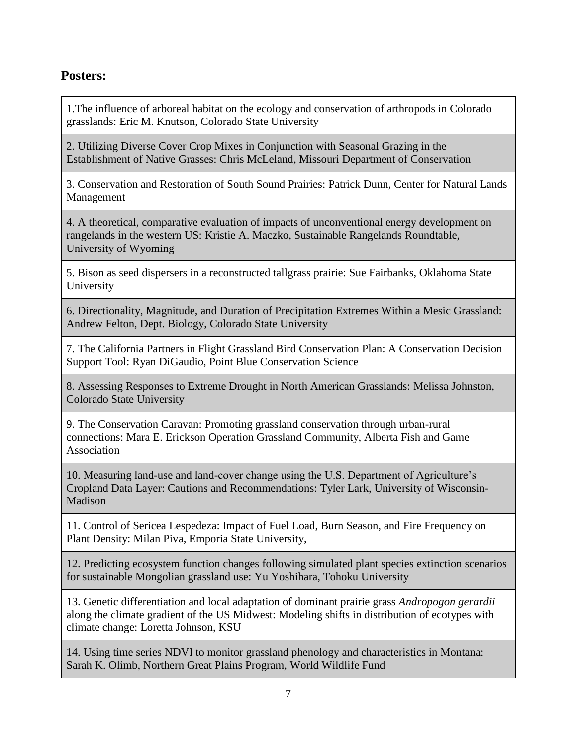## Posters:

1.The influence of arboreal habitat on the ecology and conservation of arthropods in Colorado grasslands: Eric M. Knutson, Colorado State University

2. Utilizing Diverse Cover Crop Mixes in Conjunction with Seasonal Grazing in the Establishment of Native Grasses: Chris McLeland, Missouri Department of Conservation

3. Conservation and Restoration of South Sound Prairies: Patrick Dunn, Center for Natural Lands Management

4. A theoretical, comparative evaluation of impacts of unconventional energy development on rangelands in the western US: Kristie A. Maczko, Sustainable Rangelands Roundtable, University of Wyoming

5. Bison as seed dispersers in a reconstructed tallgrass prairie: Sue Fairbanks, Oklahoma State University

6. Directionality, Magnitude, and Duration of Precipitation Extremes Within a Mesic Grassland: Andrew Felton, Dept. Biology, Colorado State University

7. The California Partners in Flight Grassland Bird Conservation Plan: A Conservation Decision Support Tool: Ryan DiGaudio, Point Blue Conservation Science

8. Assessing Responses to Extreme Drought in North American Grasslands: Melissa Johnston, Colorado State University

9. The Conservation Caravan: Promoting grassland conservation through urban-rural connections: Mara E. Erickson Operation Grassland Community, Alberta Fish and Game Association

10. Measuring land-use and land-cover change using the U.S. Department of Agriculture's Cropland Data Layer: Cautions and Recommendations: Tyler Lark, University of Wisconsin-Madison

11. Control of Sericea Lespedeza: Impact of Fuel Load, Burn Season, and Fire Frequency on Plant Density: Milan Piva, Emporia State University,

12. Predicting ecosystem function changes following simulated plant species extinction scenarios for sustainable Mongolian grassland use: Yu Yoshihara, Tohoku University

13. Genetic differentiation and local adaptation of dominant prairie grass *Andropogon gerardii* along the climate gradient of the US Midwest: Modeling shifts in distribution of ecotypes with climate change: Loretta Johnson, KSU

14. Using time series NDVI to monitor grassland phenology and characteristics in Montana: Sarah K. Olimb, Northern Great Plains Program, World Wildlife Fund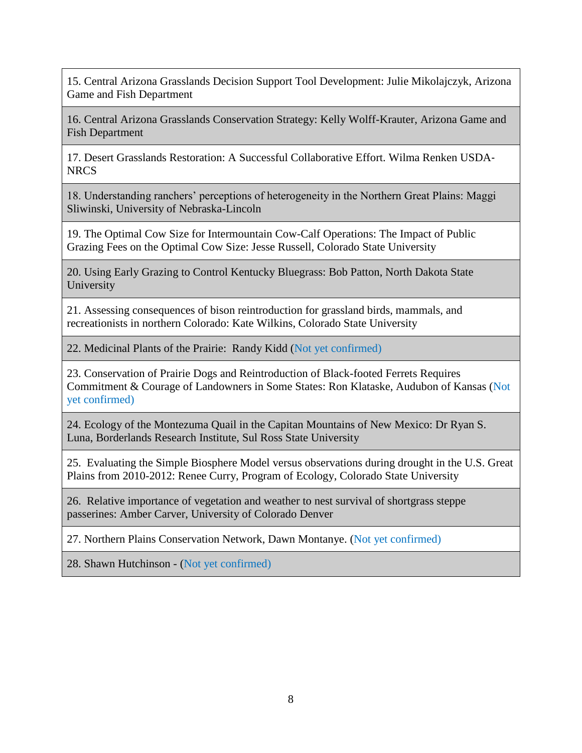| |
|---|
| 15. Central Arizona Grasslands Decision Support Tool Development: Julie Mikolajczyk, Arizona Game and Fish Department |
| 16. Central Arizona Grasslands Conservation Strategy: Kelly Wolff-Krauter, Arizona Game and Fish Department |
| 17. Desert Grasslands Restoration: A Successful Collaborative Effort. Wilma Renken USDA-NRCS |
| 18. Understanding ranchers' perceptions of heterogeneity in the Northern Great Plains: Maggi Sliwinski, University of Nebraska-Lincoln |
| 19. The Optimal Cow Size for Intermountain Cow-Calf Operations: The Impact of Public Grazing Fees on the Optimal Cow Size: Jesse Russell, Colorado State University |
| 20. Using Early Grazing to Control Kentucky Bluegrass: Bob Patton, North Dakota State University |
| 21. Assessing consequences of bison reintroduction for grassland birds, mammals, and recreationists in northern Colorado: Kate Wilkins, Colorado State University |
| 22. Medicinal Plants of the Prairie: Randy Kidd (Not yet confirmed) |
| 23. Conservation of Prairie Dogs and Reintroduction of Black-footed Ferrets Requires Commitment & Courage of Landowners in Some States: Ron Klataske, Audubon of Kansas (Not yet confirmed) |
| 24. Ecology of the Montezuma Quail in the Capitan Mountains of New Mexico: Dr Ryan S. Luna, Borderlands Research Institute, Sul Ross State University |
| 25. Evaluating the Simple Biosphere Model versus observations during drought in the U.S. Great Plains from 2010-2012: Renee Curry, Program of Ecology, Colorado State University |
| 26. Relative importance of vegetation and weather to nest survival of shortgrass steppe passerines: Amber Carver, University of Colorado Denver |
| 27. Northern Plains Conservation Network, Dawn Montanye. (Not yet confirmed) |
| 28. Shawn Hutchinson - (Not yet confirmed) |